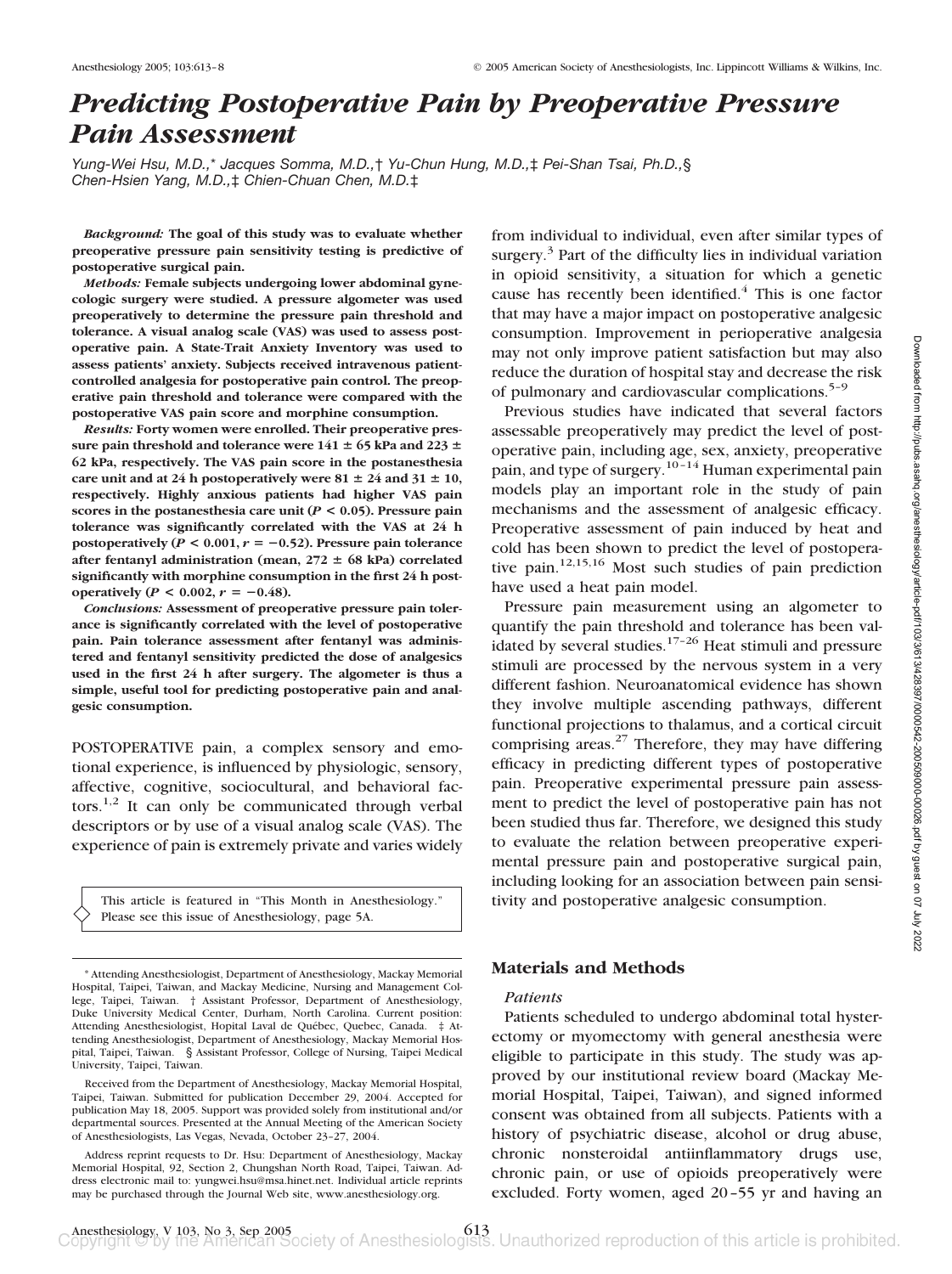# *Predicting Postoperative Pain by Preoperative Pressure Pain Assessment*

*Yung-Wei Hsu, M.D.,\* Jacques Somma, M.D.,† Yu-Chun Hung, M.D.,‡ Pei-Shan Tsai, Ph.D.,§ Chen-Hsien Yang, M.D.,‡ Chien-Chuan Chen, M.D.‡*

***Background:*** **The goal of this study was to evaluate whether preoperative pressure pain sensitivity testing is predictive of postoperative surgical pain.**

***Methods:*** **Female subjects undergoing lower abdominal gynecologic surgery were studied. A pressure algometer was used preoperatively to determine the pressure pain threshold and tolerance. A visual analog scale (VAS) was used to assess postoperative pain. A State-Trait Anxiety Inventory was used to assess patients' anxiety. Subjects received intravenous patient-controlled analgesia for postoperative pain control. The preoperative pain threshold and tolerance were compared with the postoperative VAS pain score and morphine consumption.**

***Results:*** **Forty women were enrolled. Their preoperative pressure pain threshold and tolerance were 141 ± 65 kPa and 223 ± 62 kPa, respectively. The VAS pain score in the postanesthesia care unit and at 24 h postoperatively were 81 ± 24 and 31 ± 10, respectively. Highly anxious patients had higher VAS pain scores in the postanesthesia care unit ($P < 0.05$). Pressure pain tolerance was significantly correlated with the VAS at 24 h postoperatively ($P < 0.001$, $r = -0.52$). Pressure pain tolerance after fentanyl administration (mean, 272 ± 68 kPa) correlated significantly with morphine consumption in the first 24 h postoperatively ($P < 0.002$, $r = -0.48$).**

***Conclusions:*** **Assessment of preoperative pressure pain tolerance is significantly correlated with the level of postoperative pain. Pain tolerance assessment after fentanyl was administered and fentanyl sensitivity predicted the dose of analgesics used in the first 24 h after surgery. The algometer is thus a simple, useful tool for predicting postoperative pain and analgesic consumption.**

POSTOPERATIVE pain, a complex sensory and emotional experience, is influenced by physiologic, sensory, affective, cognitive, sociocultural, and behavioral factors.[1,2] It can only be communicated through verbal descriptors or by use of a visual analog scale (VAS). The experience of pain is extremely private and varies widely from individual to individual, even after similar types of surgery.[3] Part of the difficulty lies in individual variation in opioid sensitivity, a situation for which a genetic cause has recently been identified.[4] This is one factor that may have a major impact on postoperative analgesic consumption. Improvement in perioperative analgesia may not only improve patient satisfaction but may also reduce the duration of hospital stay and decrease the risk of pulmonary and cardiovascular complications.[5–9]

Previous studies have indicated that several factors assessable preoperatively may predict the level of postoperative pain, including age, sex, anxiety, preoperative pain, and type of surgery.[10–14] Human experimental pain models play an important role in the study of pain mechanisms and the assessment of analgesic efficacy. Preoperative assessment of pain induced by heat and cold has been shown to predict the level of postoperative pain.[12,15,16] Most such studies of pain prediction have used a heat pain model.

Pressure pain measurement using an algometer to quantify the pain threshold and tolerance has been validated by several studies.[17–26] Heat stimuli and pressure stimuli are processed by the nervous system in a very different fashion. Neuroanatomical evidence has shown they involve multiple ascending pathways, different functional projections to thalamus, and a cortical circuit comprising areas.[27] Therefore, they may have differing efficacy in predicting different types of postoperative pain. Preoperative experimental pressure pain assessment to predict the level of postoperative pain has not been studied thus far. Therefore, we designed this study to evaluate the relation between preoperative experimental pressure pain and postoperative surgical pain, including looking for an association between pain sensitivity and postoperative analgesic consumption.

This article is featured in "This Month in Anesthesiology." Please see this issue of Anesthesiology, page 5A.

## Materials and Methods

### *Patients*

Patients scheduled to undergo abdominal total hysterectomy or myomectomy with general anesthesia were eligible to participate in this study. The study was approved by our institutional review board (Mackay Memorial Hospital, Taipei, Taiwan), and signed informed consent was obtained from all subjects. Patients with a history of psychiatric disease, alcohol or drug abuse, chronic nonsteroidal antiinflammatory drugs use, chronic pain, or use of opioids preoperatively were excluded. Forty women, aged 20–55 yr and having an

\* Attending Anesthesiologist, Department of Anesthesiology, Mackay Memorial Hospital, Taipei, Taiwan, and Mackay Medicine, Nursing and Management College, Taipei, Taiwan. † Assistant Professor, Department of Anesthesiology, Duke University Medical Center, Durham, North Carolina. Current position: Attending Anesthesiologist, Hopital Laval de Québec, Quebec, Canada. ‡ Attending Anesthesiologist, Department of Anesthesiology, Mackay Memorial Hospital, Taipei, Taiwan. § Assistant Professor, College of Nursing, Taipei Medical University, Taipei, Taiwan.

Received from the Department of Anesthesiology, Mackay Memorial Hospital, Taipei, Taiwan. Submitted for publication December 29, 2004. Accepted for publication May 18, 2005. Support was provided solely from institutional and/or departmental sources. Presented at the Annual Meeting of the American Society of Anesthesiologists, Las Vegas, Nevada, October 23–27, 2004.

Address reprint requests to Dr. Hsu: Department of Anesthesiology, Mackay Memorial Hospital, 92, Section 2, Chungshan North Road, Taipei, Taiwan. Address electronic mail to: yungwei.hsu@msa.hinet.net. Individual article reprints may be purchased through the Journal Web site, www.anesthesiology.org.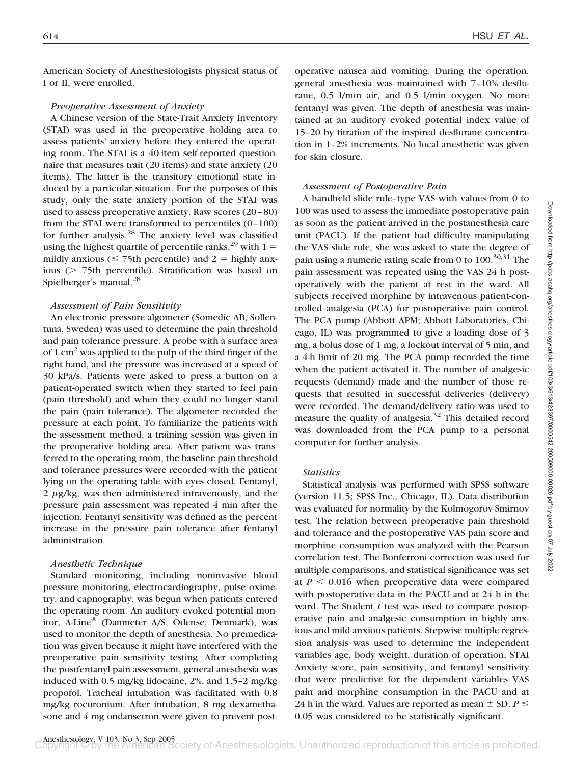American Society of Anesthesiologists physical status of I or II, were enrolled.

### *Preoperative Assessment of Anxiety*

A Chinese version of the State-Trait Anxiety Inventory (STAI) was used in the preoperative holding area to assess patients' anxiety before they entered the operating room. The STAI is a 40-item self-reported questionnaire that measures trait (20 items) and state anxiety (20 items). The latter is the transitory emotional state induced by a particular situation. For the purposes of this study, only the state anxiety portion of the STAI was used to assess preoperative anxiety. Raw scores (20–80) from the STAI were transformed to percentiles (0–100) for further analysis.[28] The anxiety level was classified using the highest quartile of percentile ranks,[29] with 1 = mildly anxious ($\leq$ 75th percentile) and 2 = highly anxious ($>$ 75th percentile). Stratification was based on Spielberger's manual.[28]

### *Assessment of Pain Sensitivity*

An electronic pressure algometer (Somedic AB, Sollentuna, Sweden) was used to determine the pain threshold and pain tolerance pressure. A probe with a surface area of 1 $cm^2$ was applied to the pulp of the third finger of the right hand, and the pressure was increased at a speed of 30 kPa/s. Patients were asked to press a button on a patient-operated switch when they started to feel pain (pain threshold) and when they could no longer stand the pain (pain tolerance). The algometer recorded the pressure at each point. To familiarize the patients with the assessment method, a training session was given in the preoperative holding area. After patient was transferred to the operating room, the baseline pain threshold and tolerance pressures were recorded with the patient lying on the operating table with eyes closed. Fentanyl, 2 $\mu$g/kg, was then administered intravenously, and the pressure pain assessment was repeated 4 min after the injection. Fentanyl sensitivity was defined as the percent increase in the pressure pain tolerance after fentanyl administration.

### *Anesthetic Technique*

Standard monitoring, including noninvasive blood pressure monitoring, electrocardiography, pulse oximetry, and capnography, was begun when patients entered the operating room. An auditory evoked potential monitor, A-Line® (Danmeter A/S, Odense, Denmark), was used to monitor the depth of anesthesia. No premedication was given because it might have interfered with the preoperative pain sensitivity testing. After completing the postfentanyl pain assessment, general anesthesia was induced with 0.5 mg/kg lidocaine, 2%, and 1.5–2 mg/kg propofol. Tracheal intubation was facilitated with 0.8 mg/kg rocuronium. After intubation, 8 mg dexamethasone and 4 mg ondansetron were given to prevent postoperative nausea and vomiting. During the operation, general anesthesia was maintained with 7–10% desflurane, 0.5 l/min air, and 0.5 l/min oxygen. No more fentanyl was given. The depth of anesthesia was maintained at an auditory evoked potential index value of 15–20 by titration of the inspired desflurane concentration in 1–2% increments. No local anesthetic was given for skin closure.

### *Assessment of Postoperative Pain*

A handheld slide rule–type VAS with values from 0 to 100 was used to assess the immediate postoperative pain as soon as the patient arrived in the postanesthesia care unit (PACU). If the patient had difficulty manipulating the VAS slide rule, she was asked to state the degree of pain using a numeric rating scale from 0 to 100.[30,31] The pain assessment was repeated using the VAS 24 h postoperatively with the patient at rest in the ward. All subjects received morphine by intravenous patient-controlled analgesia (PCA) for postoperative pain control. The PCA pump (Abbott APM; Abbott Laboratories, Chicago, IL) was programmed to give a loading dose of 3 mg, a bolus dose of 1 mg, a lockout interval of 5 min, and a 4-h limit of 20 mg. The PCA pump recorded the time when the patient activated it. The number of analgesic requests (demand) made and the number of those requests that resulted in successful deliveries (delivery) were recorded. The demand/delivery ratio was used to measure the quality of analgesia.[32] This detailed record was downloaded from the PCA pump to a personal computer for further analysis.

### *Statistics*

Statistical analysis was performed with SPSS software (version 11.5; SPSS Inc., Chicago, IL). Data distribution was evaluated for normality by the Kolmogorov-Smirnov test. The relation between preoperative pain threshold and tolerance and the postoperative VAS pain score and morphine consumption was analyzed with the Pearson correlation test. The Bonferroni correction was used for multiple comparisons, and statistical significance was set at $P < 0.016$ when preoperative data were compared with postoperative data in the PACU and at 24 h in the ward. The Student *t* test was used to compare postoperative pain and analgesic consumption in highly anxious and mild anxious patients. Stepwise multiple regression analysis was used to determine the independent variables age, body weight, duration of operation, STAI Anxiety score, pain sensitivity, and fentanyl sensitivity that were predictive for the dependent variables VAS pain and morphine consumption in the PACU and at 24 h in the ward. Values are reported as mean $\pm$ SD. $P \leq 0.05$ was considered to be statistically significant.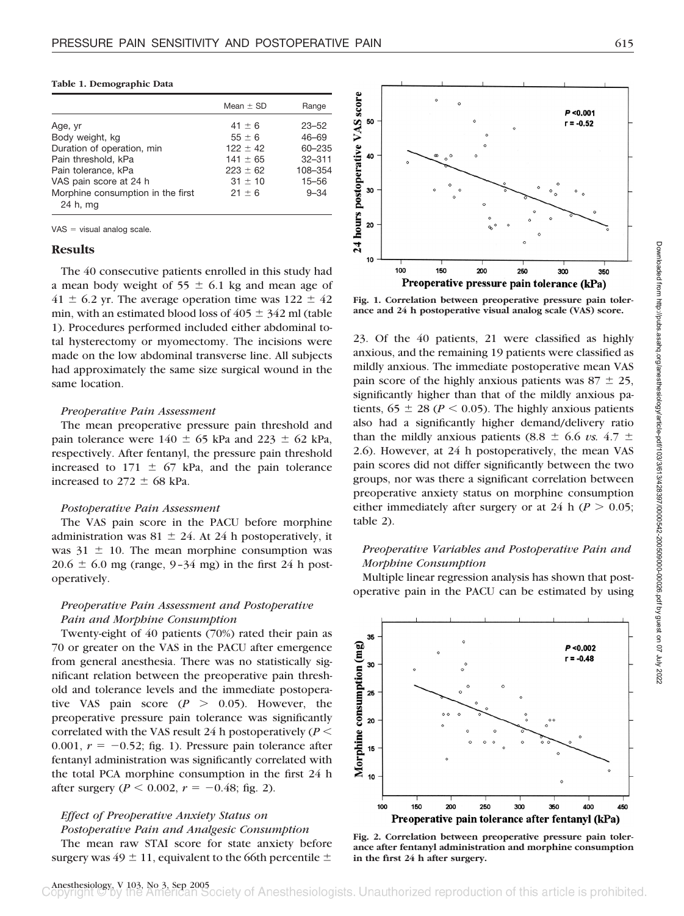**Table 1. Demographic Data**

| | Mean ± SD | Range |
|---|---|---|
| Age, yr | 41 ± 6 | 23–52 |
| Body weight, kg | 55 ± 6 | 46–69 |
| Duration of operation, min | 122 ± 42 | 60–235 |
| Pain threshold, kPa | 141 ± 65 | 32–311 |
| Pain tolerance, kPa | 223 ± 62 | 108–354 |
| VAS pain score at 24 h | 31 ± 10 | 15–56 |
| Morphine consumption in the first 24 h, mg | 21 ± 6 | 9–34 |

VAS = visual analog scale.

## Results

The 40 consecutive patients enrolled in this study had a mean body weight of 55 ± 6.1 kg and mean age of 41 ± 6.2 yr. The average operation time was 122 ± 42 min, with an estimated blood loss of 405 ± 342 ml (table 1). Procedures performed included either abdominal total hysterectomy or myomectomy. The incisions were made on the low abdominal transverse line. All subjects had approximately the same size surgical wound in the same location.

### *Preoperative Pain Assessment*

The mean preoperative pressure pain threshold and pain tolerance were 140 ± 65 kPa and 223 ± 62 kPa, respectively. After fentanyl, the pressure pain threshold increased to 171 ± 67 kPa, and the pain tolerance increased to 272 ± 68 kPa.

### *Postoperative Pain Assessment*

The VAS pain score in the PACU before morphine administration was 81 ± 24. At 24 h postoperatively, it was 31 ± 10. The mean morphine consumption was 20.6 ± 6.0 mg (range, 9–34 mg) in the first 24 h postoperatively.

### *Preoperative Pain Assessment and Postoperative Pain and Morphine Consumption*

Twenty-eight of 40 patients (70%) rated their pain as 70 or greater on the VAS in the PACU after emergence from general anesthesia. There was no statistically significant relation between the preoperative pain threshold and tolerance levels and the immediate postoperative VAS pain score ($P > 0.05$). However, the preoperative pressure pain tolerance was significantly correlated with the VAS result 24 h postoperatively ($P < 0.001$, $r = -0.52$; fig. 1). Pressure pain tolerance after fentanyl administration was significantly correlated with the total PCA morphine consumption in the first 24 h after surgery ($P < 0.002$, $r = -0.48$; fig. 2).

### *Effect of Preoperative Anxiety Status on Postoperative Pain and Analgesic Consumption*

The mean raw STAI score for state anxiety before surgery was 49 ± 11, equivalent to the 66th percentile ± 23. Of the 40 patients, 21 were classified as highly anxious, and the remaining 19 patients were classified as mildly anxious. The immediate postoperative mean VAS pain score of the highly anxious patients was 87 ± 25, significantly higher than that of the mildly anxious patients, 65 ± 28 ($P < 0.05$). The highly anxious patients also had a significantly higher demand/delivery ratio than the mildly anxious patients (8.8 ± 6.6 *vs.* 4.7 ± 2.6). However, at 24 h postoperatively, the mean VAS pain scores did not differ significantly between the two groups, nor was there a significant correlation between preoperative anxiety status on morphine consumption either immediately after surgery or at 24 h ($P > 0.05$; table 2).

**Fig. 1. Correlation between preoperative pressure pain tolerance and 24 h postoperative visual analog scale (VAS) score.**

### *Preoperative Variables and Postoperative Pain and Morphine Consumption*

Multiple linear regression analysis has shown that postoperative pain in the PACU can be estimated by using

**Fig. 2. Correlation between preoperative pressure pain tolerance after fentanyl administration and morphine consumption in the first 24 h after surgery.**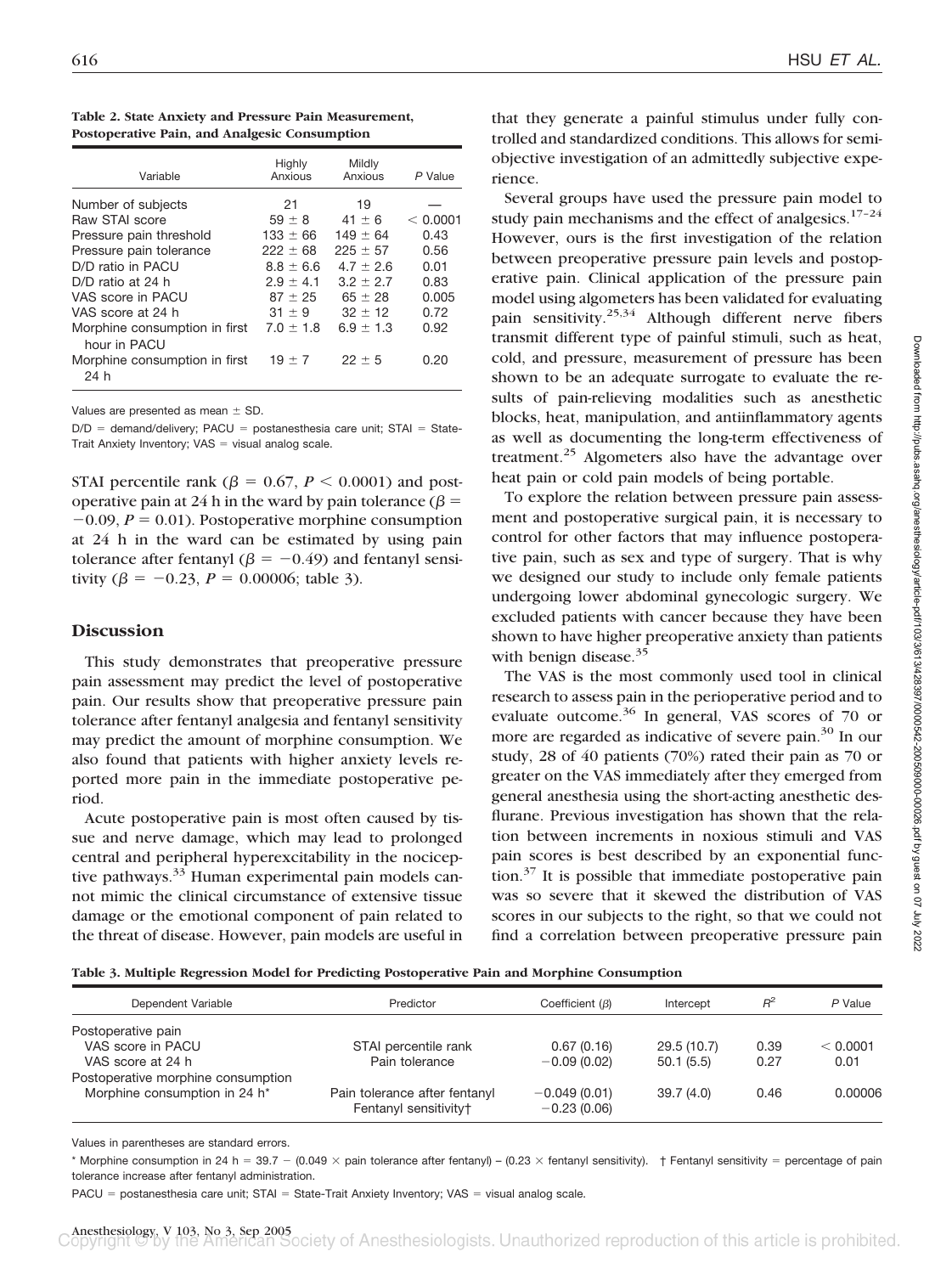**Table 2. State Anxiety and Pressure Pain Measurement, Postoperative Pain, and Analgesic Consumption**

| Variable | Highly Anxious | Mildly Anxious | *P* Value |
|---|---|---|---|
| Number of subjects | 21 | 19 | — |
| Raw STAI score | 59 ± 8 | 41 ± 6 | < 0.0001 |
| Pressure pain threshold | 133 ± 66 | 149 ± 64 | 0.43 |
| Pressure pain tolerance | 222 ± 68 | 225 ± 57 | 0.56 |
| D/D ratio in PACU | 8.8 ± 6.6 | 4.7 ± 2.6 | 0.01 |
| D/D ratio at 24 h | 2.9 ± 4.1 | 3.2 ± 2.7 | 0.83 |
| VAS score in PACU | 87 ± 25 | 65 ± 28 | 0.005 |
| VAS score at 24 h | 31 ± 9 | 32 ± 12 | 0.72 |
| Morphine consumption in first hour in PACU | 7.0 ± 1.8 | 6.9 ± 1.3 | 0.92 |
| Morphine consumption in first 24 h | 19 ± 7 | 22 ± 5 | 0.20 |

Values are presented as mean ± SD.

D/D = demand/delivery; PACU = postanesthesia care unit; STAI = State-Trait Anxiety Inventory; VAS = visual analog scale.

STAI percentile rank ($\beta = 0.67$, $P < 0.0001$) and postoperative pain at 24 h in the ward by pain tolerance ($\beta = -0.09$, $P = 0.01$). Postoperative morphine consumption at 24 h in the ward can be estimated by using pain tolerance after fentanyl ($\beta = -0.49$) and fentanyl sensitivity ($\beta = -0.23$, $P = 0.00006$; table 3).

## Discussion

This study demonstrates that preoperative pressure pain assessment may predict the level of postoperative pain. Our results show that preoperative pressure pain tolerance after fentanyl analgesia and fentanyl sensitivity may predict the amount of morphine consumption. We also found that patients with higher anxiety levels reported more pain in the immediate postoperative period.

Acute postoperative pain is most often caused by tissue and nerve damage, which may lead to prolonged central and peripheral hyperexcitability in the nociceptive pathways.[33] Human experimental pain models cannot mimic the clinical circumstance of extensive tissue damage or the emotional component of pain related to the threat of disease. However, pain models are useful in that they generate a painful stimulus under fully controlled and standardized conditions. This allows for semiobjective investigation of an admittedly subjective experience.

Several groups have used the pressure pain model to study pain mechanisms and the effect of analgesics.[17–24] However, ours is the first investigation of the relation between preoperative pressure pain levels and postoperative pain. Clinical application of the pressure pain model using algometers has been validated for evaluating pain sensitivity.[25,34] Although different nerve fibers transmit different type of painful stimuli, such as heat, cold, and pressure, measurement of pressure has been shown to be an adequate surrogate to evaluate the results of pain-relieving modalities such as anesthetic blocks, heat, manipulation, and antiinflammatory agents as well as documenting the long-term effectiveness of treatment.[25] Algometers also have the advantage over heat pain or cold pain models of being portable.

To explore the relation between pressure pain assessment and postoperative surgical pain, it is necessary to control for other factors that may influence postoperative pain, such as sex and type of surgery. That is why we designed our study to include only female patients undergoing lower abdominal gynecologic surgery. We excluded patients with cancer because they have been shown to have higher preoperative anxiety than patients with benign disease.[35]

The VAS is the most commonly used tool in clinical research to assess pain in the perioperative period and to evaluate outcome.[36] In general, VAS scores of 70 or more are regarded as indicative of severe pain.[30] In our study, 28 of 40 patients (70%) rated their pain as 70 or greater on the VAS immediately after they emerged from general anesthesia using the short-acting anesthetic desflurane. Previous investigation has shown that the relation between increments in noxious stimuli and VAS pain scores is best described by an exponential function.[37] It is possible that immediate postoperative pain was so severe that it skewed the distribution of VAS scores in our subjects to the right, so that we could not find a correlation between preoperative pressure pain

**Table 3. Multiple Regression Model for Predicting Postoperative Pain and Morphine Consumption**

| Dependent Variable | Predictor | Coefficient ($\beta$) | Intercept | $R^2$ | *P* Value |
|---|---|---|---|---|---|
| Postoperative pain | | | | | |
| VAS score in PACU | STAI percentile rank | 0.67 (0.16) | 29.5 (10.7) | 0.39 | < 0.0001 |
| VAS score at 24 h | Pain tolerance | −0.09 (0.02) | 50.1 (5.5) | 0.27 | 0.01 |
| Postoperative morphine consumption | | | | | |
| Morphine consumption in 24 h* | Pain tolerance after fentanyl | −0.049 (0.01) | 39.7 (4.0) | 0.46 | 0.00006 |
| | Fentanyl sensitivity† | −0.23 (0.06) | | | |

Values in parentheses are standard errors.

* Morphine consumption in 24 h = 39.7 − (0.049 × pain tolerance after fentanyl) − (0.23 × fentanyl sensitivity). † Fentanyl sensitivity = percentage of pain tolerance increase after fentanyl administration.

PACU = postanesthesia care unit; STAI = State-Trait Anxiety Inventory; VAS = visual analog scale.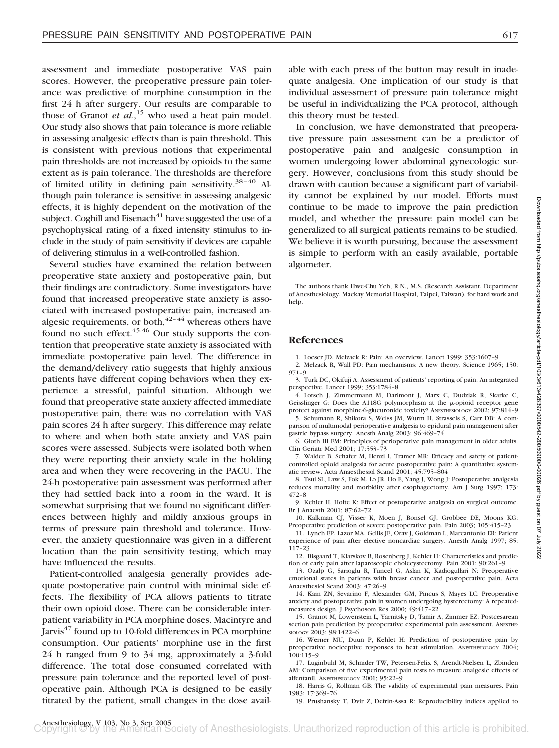assessment and immediate postoperative VAS pain scores. However, the preoperative pressure pain tolerance was predictive of morphine consumption in the first 24 h after surgery. Our results are comparable to those of Granot *et al.*,[15] who used a heat pain model. Our study also shows that pain tolerance is more reliable in assessing analgesic effects than is pain threshold. This is consistent with previous notions that experimental pain thresholds are not increased by opioids to the same extent as is pain tolerance. The thresholds are therefore of limited utility in defining pain sensitivity.[38–40] Although pain tolerance is sensitive in assessing analgesic effects, it is highly dependent on the motivation of the subject. Coghill and Eisenach[41] have suggested the use of a psychophysical rating of a fixed intensity stimulus to include in the study of pain sensitivity if devices are capable of delivering stimulus in a well-controlled fashion.

Several studies have examined the relation between preoperative state anxiety and postoperative pain, but their findings are contradictory. Some investigators have found that increased preoperative state anxiety is associated with increased postoperative pain, increased analgesic requirements, or both,[42–44] whereas others have found no such effect.[45,46] Our study supports the contention that preoperative state anxiety is associated with immediate postoperative pain level. The difference in the demand/delivery ratio suggests that highly anxious patients have different coping behaviors when they experience a stressful, painful situation. Although we found that preoperative state anxiety affected immediate postoperative pain, there was no correlation with VAS pain scores 24 h after surgery. This difference may relate to where and when both state anxiety and VAS pain scores were assessed. Subjects were isolated both when they were reporting their anxiety scale in the holding area and when they were recovering in the PACU. The 24-h postoperative pain assessment was performed after they had settled back into a room in the ward. It is somewhat surprising that we found no significant differences between highly and mildly anxious groups in terms of pressure pain threshold and tolerance. However, the anxiety questionnaire was given in a different location than the pain sensitivity testing, which may have influenced the results.

Patient-controlled analgesia generally provides adequate postoperative pain control with minimal side effects. The flexibility of PCA allows patients to titrate their own opioid dose. There can be considerable interpatient variability in PCA morphine doses. Macintyre and Jarvis[47] found up to 10-fold differences in PCA morphine consumption. Our patients' morphine use in the first 24 h ranged from 9 to 34 mg, approximately a 3-fold difference. The total dose consumed correlated with pressure pain tolerance and the reported level of postoperative pain. Although PCA is designed to be easily titrated by the patient, small changes in the dose available with each press of the button may result in inadequate analgesia. One implication of our study is that individual assessment of pressure pain tolerance might be useful in individualizing the PCA protocol, although this theory must be tested.

In conclusion, we have demonstrated that preoperative pressure pain assessment can be a predictor of postoperative pain and analgesic consumption in women undergoing lower abdominal gynecologic surgery. However, conclusions from this study should be drawn with caution because a significant part of variability cannot be explained by our model. Efforts must continue to be made to improve the pain prediction model, and whether the pressure pain model can be generalized to all surgical patients remains to be studied. We believe it is worth pursuing, because the assessment is simple to perform with an easily available, portable algometer.

The authors thank Hwe-Chu Yeh, R.N., M.S. (Research Assistant, Department of Anesthesiology, Mackay Memorial Hospital, Taipei, Taiwan), for hard work and help.

## References

1. Loeser JD, Melzack R: Pain: An overview. Lancet 1999; 353:1607–9
2. Melzack R, Wall PD: Pain mechanisms: A new theory. Science 1965; 150: 971–9
3. Turk DC, Okifuji A: Assessment of patients' reporting of pain: An integrated perspective. Lancet 1999; 353:1784–8
4. Lotsch J, Zimmermann M, Darimont J, Marx C, Dudziak R, Skarke C, Geisslinger G: Does the A118G polymorphism at the μ-opioid receptor gene protect against morphine-6-glucuronide toxicity? ANESTHESIOLOGY 2002; 97:814–9
5. Schumann R, Shikora S, Weiss JM, Wurm H, Strassels S, Carr DB: A comparison of multimodal perioperative analgesia to epidural pain management after gastric bypass surgery. Anesth Analg 2003; 96:469–74
6. Gloth III FM: Principles of perioperative pain management in older adults. Clin Geriatr Med 2001; 17:553–73
7. Walder B, Schafer M, Henzi I, Tramer MR: Efficacy and safety of patient-controlled opioid analgesia for acute postoperative pain: A quantitative systematic review. Acta Anaesthesiol Scand 2001; 45:795–804
8. Tsui SL, Law S, Fok M, Lo JR, Ho E, Yang J, Wong J: Postoperative analgesia reduces mortality and morbidity after esophagectomy. Am J Surg 1997; 173: 472–8
9. Kehlet H, Holte K: Effect of postoperative analgesia on surgical outcome. Br J Anaesth 2001; 87:62–72
10. Kalkman CJ, Visser K, Moen J, Bonsel GJ, Grobbee DE, Moons KG: Preoperative prediction of severe postoperative pain. Pain 2003; 105:415–23
11. Lynch EP, Lazor MA, Gellis JE, Orav J, Goldman L, Marcantonio ER: Patient experience of pain after elective noncardiac surgery. Anesth Analg 1997; 85: 117–23
12. Bisgaard T, Klarskov B, Rosenberg J, Kehlet H: Characteristics and prediction of early pain after laparoscopic cholecystectomy. Pain 2001; 90:261–9
13. Ozalp G, Sarioglu R, Tuncel G, Aslan K, Kadiogullari N: Preoperative emotional states in patients with breast cancer and postoperative pain. Acta Anaesthesiol Scand 2003; 47:26–9
14. Kain ZN, Sevarino F, Alexander GM, Pincus S, Mayes LC: Preoperative anxiety and postoperative pain in women undergoing hysterectomy: A repeated-measures design. J Psychosom Res 2000; 49:417–22
15. Granot M, Lowenstein L, Yarnitsky D, Tamir A, Zimmer EZ: Postcesarean section pain prediction by preoperative experimental pain assessment. ANESTHESIOLOGY 2003; 98:1422–6
16. Werner MU, Duun P, Kehlet H: Prediction of postoperative pain by preoperative nociceptive responses to heat stimulation. ANESTHESIOLOGY 2004; 100:115–9
17. Luginbuhl M, Schnider TW, Petersen-Felix S, Arendt-Nielsen L, Zbinden AM: Comparison of five experimental pain tests to measure analgesic effects of alfentanil. ANESTHESIOLOGY 2001; 95:22–9
18. Harris G, Rollman GB: The validity of experimental pain measures. Pain 1983; 17:369–76
19. Prushansky T, Dvir Z, Defrin-Assa R: Reproducibility indices applied to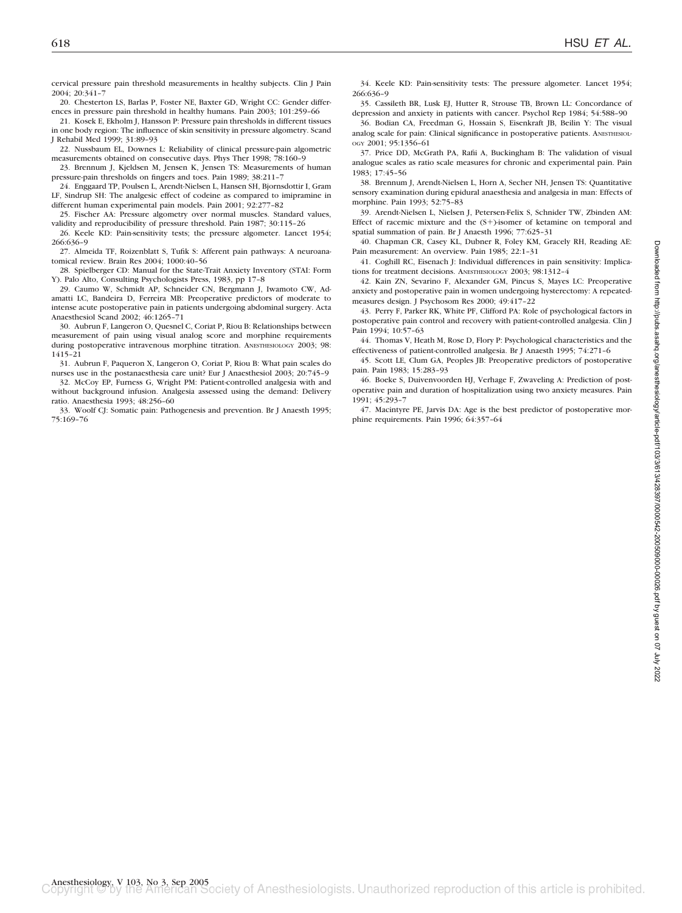cervical pressure pain threshold measurements in healthy subjects. Clin J Pain 2004; 20:341–7

20. Chesterton LS, Barlas P, Foster NE, Baxter GD, Wright CC: Gender differences in pressure pain threshold in healthy humans. Pain 2003; 101:259–66

21. Kosek E, Ekholm J, Hansson P: Pressure pain thresholds in different tissues in one body region: The influence of skin sensitivity in pressure algometry. Scand J Rehabil Med 1999; 31:89–93

22. Nussbaum EL, Downes L: Reliability of clinical pressure-pain algometric measurements obtained on consecutive days. Phys Ther 1998; 78:160–9

23. Brennum J, Kjeldsen M, Jensen K, Jensen TS: Measurements of human pressure-pain thresholds on fingers and toes. Pain 1989; 38:211–7

24. Enggaard TP, Poulsen L, Arendt-Nielsen L, Hansen SH, Bjornsdottir I, Gram LF, Sindrup SH: The analgesic effect of codeine as compared to imipramine in different human experimental pain models. Pain 2001; 92:277–82

25. Fischer AA: Pressure algometry over normal muscles. Standard values, validity and reproducibility of pressure threshold. Pain 1987; 30:115–26

26. Keele KD: Pain-sensitivity tests; the pressure algometer. Lancet 1954; 266:636–9

27. Almeida TF, Roizenblatt S, Tufik S: Afferent pain pathways: A neuroanatomical review. Brain Res 2004; 1000:40–56

28. Spielberger CD: Manual for the State-Trait Anxiety Inventory (STAI: Form Y). Palo Alto, Consulting Psychologists Press, 1983, pp 17–8

29. Caumo W, Schmidt AP, Schneider CN, Bergmann J, Iwamoto CW, Adamatti LC, Bandeira D, Ferreira MB: Preoperative predictors of moderate to intense acute postoperative pain in patients undergoing abdominal surgery. Acta Anaesthesiol Scand 2002; 46:1265–71

30. Aubrun F, Langeron O, Quesnel C, Coriat P, Riou B: Relationships between measurement of pain using visual analog score and morphine requirements during postoperative intravenous morphine titration. ANESTHESIOLOGY 2003; 98: 1415–21

31. Aubrun F, Paqueron X, Langeron O, Coriat P, Riou B: What pain scales do nurses use in the postanaesthesia care unit? Eur J Anaesthesiol 2003; 20:745–9

32. McCoy EP, Furness G, Wright PM: Patient-controlled analgesia with and without background infusion. Analgesia assessed using the demand: Delivery ratio. Anaesthesia 1993; 48:256–60

33. Woolf CJ: Somatic pain: Pathogenesis and prevention. Br J Anaesth 1995; 75:169–76

34. Keele KD: Pain-sensitivity tests: The pressure algometer. Lancet 1954; 266:636–9

35. Cassileth BR, Lusk EJ, Hutter R, Strouse TB, Brown LL: Concordance of depression and anxiety in patients with cancer. Psychol Rep 1984; 54:588–90

36. Bodian CA, Freedman G, Hossain S, Eisenkraft JB, Beilin Y: The visual analog scale for pain: Clinical significance in postoperative patients. ANESTHESIOLOGY 2001; 95:1356–61

37. Price DD, McGrath PA, Rafii A, Buckingham B: The validation of visual analogue scales as ratio scale measures for chronic and experimental pain. Pain 1983; 17:45–56

38. Brennum J, Arendt-Nielsen L, Horn A, Secher NH, Jensen TS: Quantitative sensory examination during epidural anaesthesia and analgesia in man: Effects of morphine. Pain 1993; 52:75–83

39. Arendt-Nielsen L, Nielsen J, Petersen-Felix S, Schnider TW, Zbinden AM: Effect of racemic mixture and the (S+)-isomer of ketamine on temporal and spatial summation of pain. Br J Anaesth 1996; 77:625–31

40. Chapman CR, Casey KL, Dubner R, Foley KM, Gracely RH, Reading AE: Pain measurement: An overview. Pain 1985; 22:1–31

41. Coghill RC, Eisenach J: Individual differences in pain sensitivity: Implications for treatment decisions. ANESTHESIOLOGY 2003; 98:1312–4

42. Kain ZN, Sevarino F, Alexander GM, Pincus S, Mayes LC: Preoperative anxiety and postoperative pain in women undergoing hysterectomy: A repeated-measures design. J Psychosom Res 2000; 49:417–22

43. Perry F, Parker RK, White PF, Clifford PA: Role of psychological factors in postoperative pain control and recovery with patient-controlled analgesia. Clin J Pain 1994; 10:57–63

44. Thomas V, Heath M, Rose D, Flory P: Psychological characteristics and the effectiveness of patient-controlled analgesia. Br J Anaesth 1995; 74:271–6

45. Scott LE, Clum GA, Peoples JB: Preoperative predictors of postoperative pain. Pain 1983; 15:283–93

46. Boeke S, Duivenvoorden HJ, Verhage F, Zwaveling A: Prediction of postoperative pain and duration of hospitalization using two anxiety measures. Pain 1991; 45:293–7

47. Macintyre PE, Jarvis DA: Age is the best predictor of postoperative morphine requirements. Pain 1996; 64:357–64